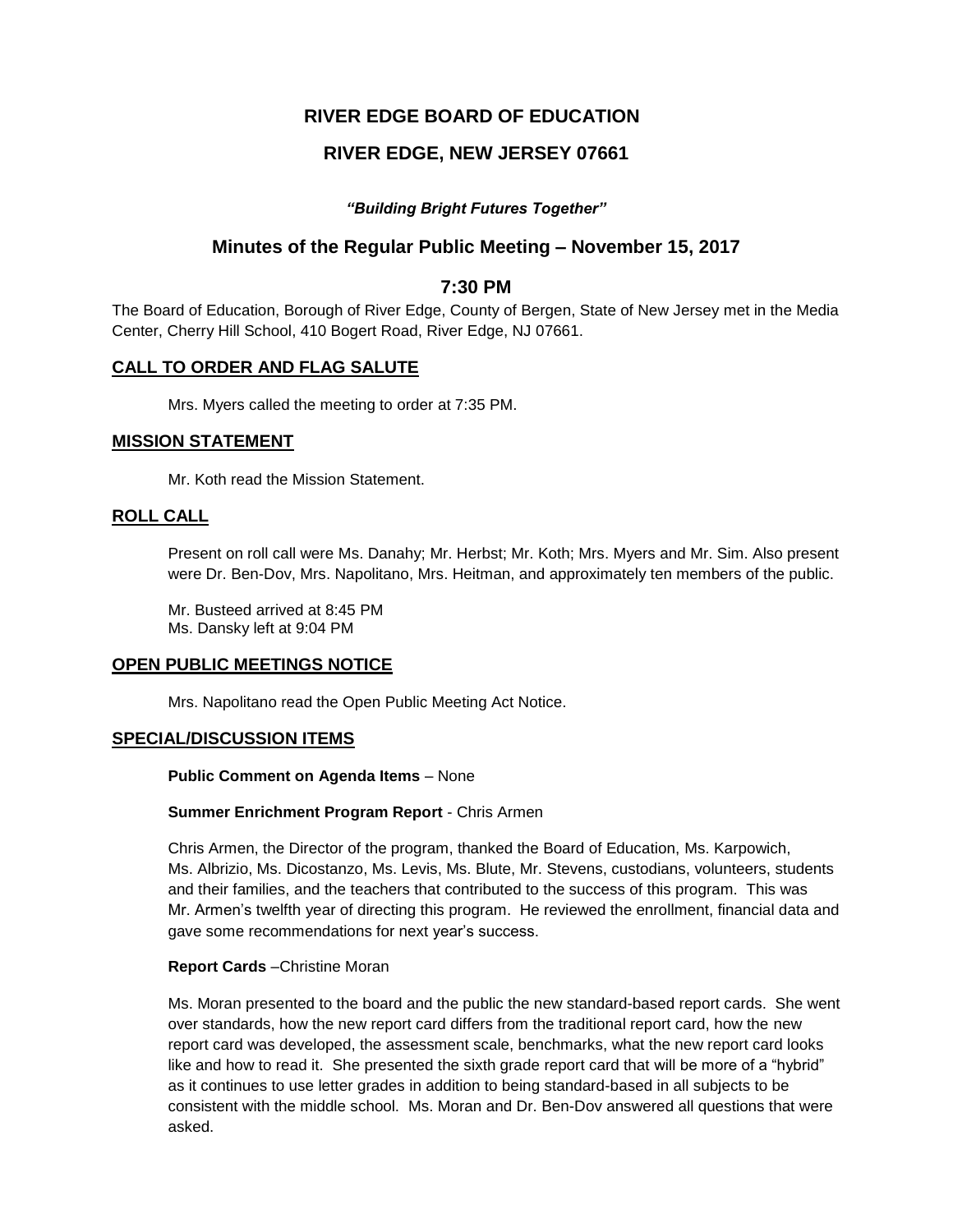# RIVER EDGE BOARD OF EDUCATION

## RIVER EDGE, NEW JERSEY 07661

***"Building Bright Futures Together"***

## Minutes of the Regular Public Meeting – November 15, 2017

## 7:30 PM

The Board of Education, Borough of River Edge, County of Bergen, State of New Jersey met in the Media Center, Cherry Hill School, 410 Bogert Road, River Edge, NJ 07661.

### CALL TO ORDER AND FLAG SALUTE

Mrs. Myers called the meeting to order at 7:35 PM.

### MISSION STATEMENT

Mr. Koth read the Mission Statement.

### ROLL CALL

Present on roll call were Ms. Danahy; Mr. Herbst; Mr. Koth; Mrs. Myers and Mr. Sim. Also present were Dr. Ben-Dov, Mrs. Napolitano, Mrs. Heitman, and approximately ten members of the public.

Mr. Busteed arrived at 8:45 PM
Ms. Dansky left at 9:04 PM

### OPEN PUBLIC MEETINGS NOTICE

Mrs. Napolitano read the Open Public Meeting Act Notice.

### SPECIAL/DISCUSSION ITEMS

**Public Comment on Agenda Items** – None

**Summer Enrichment Program Report** - Chris Armen

Chris Armen, the Director of the program, thanked the Board of Education, Ms. Karpowich, Ms. Albrizio, Ms. Dicostanzo, Ms. Levis, Ms. Blute, Mr. Stevens, custodians, volunteers, students and their families, and the teachers that contributed to the success of this program. This was Mr. Armen's twelfth year of directing this program. He reviewed the enrollment, financial data and gave some recommendations for next year's success.

**Report Cards** –Christine Moran

Ms. Moran presented to the board and the public the new standard-based report cards. She went over standards, how the new report card differs from the traditional report card, how the new report card was developed, the assessment scale, benchmarks, what the new report card looks like and how to read it. She presented the sixth grade report card that will be more of a "hybrid" as it continues to use letter grades in addition to being standard-based in all subjects to be consistent with the middle school. Ms. Moran and Dr. Ben-Dov answered all questions that were asked.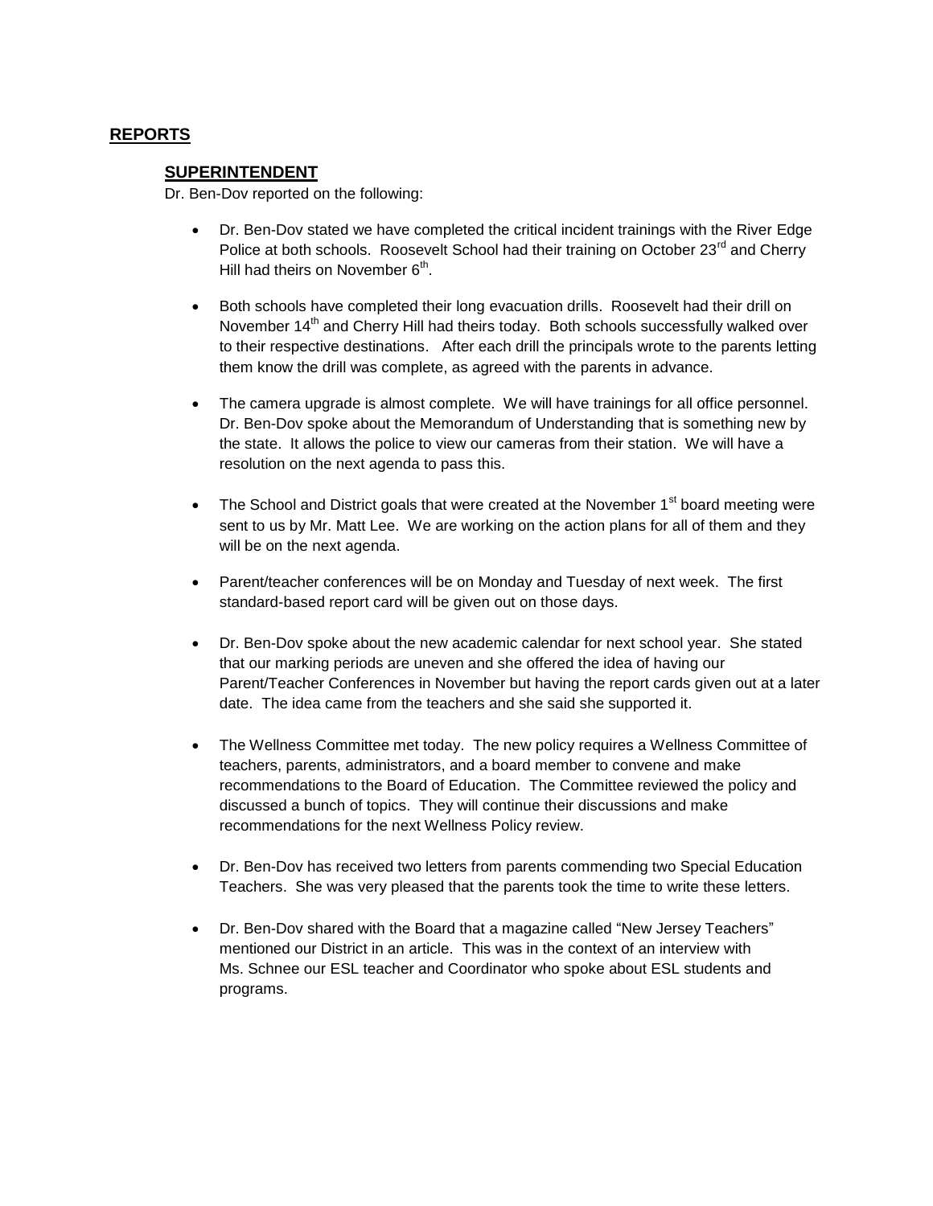## REPORTS

### SUPERINTENDENT

Dr. Ben-Dov reported on the following:

- Dr. Ben-Dov stated we have completed the critical incident trainings with the River Edge Police at both schools. Roosevelt School had their training on October 23rd and Cherry Hill had theirs on November 6th.

- Both schools have completed their long evacuation drills. Roosevelt had their drill on November 14th and Cherry Hill had theirs today. Both schools successfully walked over to their respective destinations. After each drill the principals wrote to the parents letting them know the drill was complete, as agreed with the parents in advance.

- The camera upgrade is almost complete. We will have trainings for all office personnel. Dr. Ben-Dov spoke about the Memorandum of Understanding that is something new by the state. It allows the police to view our cameras from their station. We will have a resolution on the next agenda to pass this.

- The School and District goals that were created at the November 1st board meeting were sent to us by Mr. Matt Lee. We are working on the action plans for all of them and they will be on the next agenda.

- Parent/teacher conferences will be on Monday and Tuesday of next week. The first standard-based report card will be given out on those days.

- Dr. Ben-Dov spoke about the new academic calendar for next school year. She stated that our marking periods are uneven and she offered the idea of having our Parent/Teacher Conferences in November but having the report cards given out at a later date. The idea came from the teachers and she said she supported it.

- The Wellness Committee met today. The new policy requires a Wellness Committee of teachers, parents, administrators, and a board member to convene and make recommendations to the Board of Education. The Committee reviewed the policy and discussed a bunch of topics. They will continue their discussions and make recommendations for the next Wellness Policy review.

- Dr. Ben-Dov has received two letters from parents commending two Special Education Teachers. She was very pleased that the parents took the time to write these letters.

- Dr. Ben-Dov shared with the Board that a magazine called "New Jersey Teachers" mentioned our District in an article. This was in the context of an interview with Ms. Schnee our ESL teacher and Coordinator who spoke about ESL students and programs.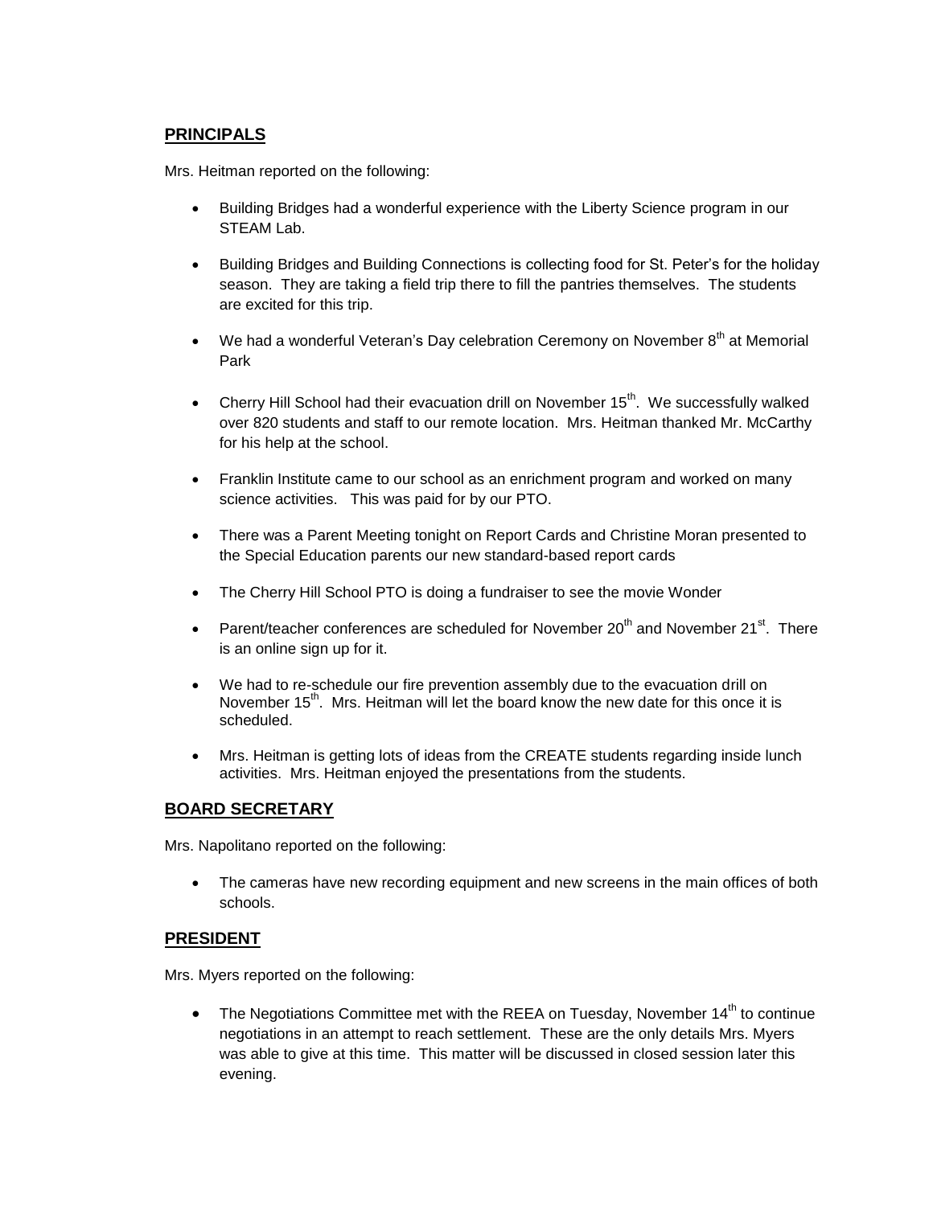## PRINCIPALS

Mrs. Heitman reported on the following:

- Building Bridges had a wonderful experience with the Liberty Science program in our STEAM Lab.

- Building Bridges and Building Connections is collecting food for St. Peter's for the holiday season. They are taking a field trip there to fill the pantries themselves. The students are excited for this trip.

- We had a wonderful Veteran's Day celebration Ceremony on November 8th at Memorial Park

- Cherry Hill School had their evacuation drill on November 15th. We successfully walked over 820 students and staff to our remote location. Mrs. Heitman thanked Mr. McCarthy for his help at the school.

- Franklin Institute came to our school as an enrichment program and worked on many science activities. This was paid for by our PTO.

- There was a Parent Meeting tonight on Report Cards and Christine Moran presented to the Special Education parents our new standard-based report cards

- The Cherry Hill School PTO is doing a fundraiser to see the movie Wonder

- Parent/teacher conferences are scheduled for November 20th and November 21st. There is an online sign up for it.

- We had to re-schedule our fire prevention assembly due to the evacuation drill on November 15th. Mrs. Heitman will let the board know the new date for this once it is scheduled.

- Mrs. Heitman is getting lots of ideas from the CREATE students regarding inside lunch activities. Mrs. Heitman enjoyed the presentations from the students.

## BOARD SECRETARY

Mrs. Napolitano reported on the following:

- The cameras have new recording equipment and new screens in the main offices of both schools.

## PRESIDENT

Mrs. Myers reported on the following:

- The Negotiations Committee met with the REEA on Tuesday, November 14th to continue negotiations in an attempt to reach settlement. These are the only details Mrs. Myers was able to give at this time. This matter will be discussed in closed session later this evening.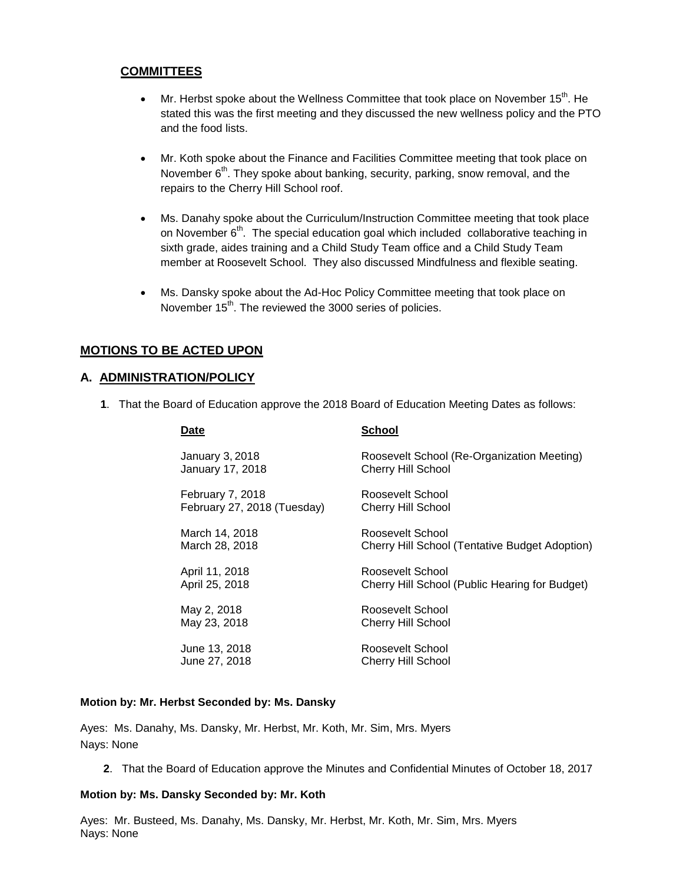## COMMITTEES

- Mr. Herbst spoke about the Wellness Committee that took place on November 15th. He stated this was the first meeting and they discussed the new wellness policy and the PTO and the food lists.
- Mr. Koth spoke about the Finance and Facilities Committee meeting that took place on November 6th. They spoke about banking, security, parking, snow removal, and the repairs to the Cherry Hill School roof.
- Ms. Danahy spoke about the Curriculum/Instruction Committee meeting that took place on November 6th. The special education goal which included collaborative teaching in sixth grade, aides training and a Child Study Team office and a Child Study Team member at Roosevelt School. They also discussed Mindfulness and flexible seating.
- Ms. Dansky spoke about the Ad-Hoc Policy Committee meeting that took place on November 15th. The reviewed the 3000 series of policies.

## MOTIONS TO BE ACTED UPON

## A. ADMINISTRATION/POLICY

**1**. That the Board of Education approve the 2018 Board of Education Meeting Dates as follows:

| Date | School |
|---|---|
| January 3, 2018 | Roosevelt School (Re-Organization Meeting) |
| January 17, 2018 | Cherry Hill School |
| February 7, 2018 | Roosevelt School |
| February 27, 2018 (Tuesday) | Cherry Hill School |
| March 14, 2018 | Roosevelt School |
| March 28, 2018 | Cherry Hill School (Tentative Budget Adoption) |
| April 11, 2018 | Roosevelt School |
| April 25, 2018 | Cherry Hill School (Public Hearing for Budget) |
| May 2, 2018 | Roosevelt School |
| May 23, 2018 | Cherry Hill School |
| June 13, 2018 | Roosevelt School |
| June 27, 2018 | Cherry Hill School |

**Motion by: Mr. Herbst Seconded by: Ms. Dansky**

Ayes: Ms. Danahy, Ms. Dansky, Mr. Herbst, Mr. Koth, Mr. Sim, Mrs. Myers
Nays: None

**2**. That the Board of Education approve the Minutes and Confidential Minutes of October 18, 2017

**Motion by: Ms. Dansky Seconded by: Mr. Koth**

Ayes: Mr. Busteed, Ms. Danahy, Ms. Dansky, Mr. Herbst, Mr. Koth, Mr. Sim, Mrs. Myers
Nays: None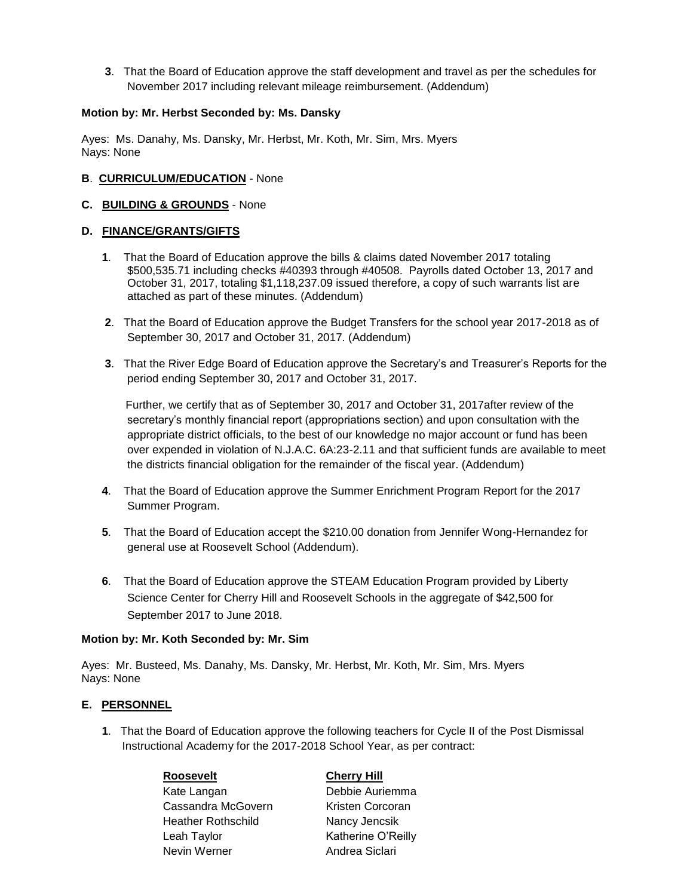3. That the Board of Education approve the staff development and travel as per the schedules for November 2017 including relevant mileage reimbursement. (Addendum)

**Motion by: Mr. Herbst Seconded by: Ms. Dansky**

Ayes: Ms. Danahy, Ms. Dansky, Mr. Herbst, Mr. Koth, Mr. Sim, Mrs. Myers
Nays: None

**B**. **CURRICULUM/EDUCATION** - None

**C. BUILDING & GROUNDS** - None

**D. FINANCE/GRANTS/GIFTS**

**1**. That the Board of Education approve the bills & claims dated November 2017 totaling $500,535.71 including checks #40393 through #40508. Payrolls dated October 13, 2017 and October 31, 2017, totaling $1,118,237.09 issued therefore, a copy of such warrants list are attached as part of these minutes. (Addendum)

**2**. That the Board of Education approve the Budget Transfers for the school year 2017-2018 as of September 30, 2017 and October 31, 2017. (Addendum)

**3**. That the River Edge Board of Education approve the Secretary's and Treasurer's Reports for the period ending September 30, 2017 and October 31, 2017.

Further, we certify that as of September 30, 2017 and October 31, 2017after review of the secretary's monthly financial report (appropriations section) and upon consultation with the appropriate district officials, to the best of our knowledge no major account or fund has been over expended in violation of N.J.A.C. 6A:23-2.11 and that sufficient funds are available to meet the districts financial obligation for the remainder of the fiscal year. (Addendum)

**4**. That the Board of Education approve the Summer Enrichment Program Report for the 2017 Summer Program.

**5**. That the Board of Education accept the $210.00 donation from Jennifer Wong-Hernandez for general use at Roosevelt School (Addendum).

**6**. That the Board of Education approve the STEAM Education Program provided by Liberty Science Center for Cherry Hill and Roosevelt Schools in the aggregate of $42,500 for September 2017 to June 2018.

**Motion by: Mr. Koth Seconded by: Mr. Sim**

Ayes: Mr. Busteed, Ms. Danahy, Ms. Dansky, Mr. Herbst, Mr. Koth, Mr. Sim, Mrs. Myers
Nays: None

**E. PERSONNEL**

**1**. That the Board of Education approve the following teachers for Cycle II of the Post Dismissal Instructional Academy for the 2017-2018 School Year, as per contract:

| Roosevelt | Cherry Hill |
|---|---|
| Kate Langan | Debbie Auriemma |
| Cassandra McGovern | Kristen Corcoran |
| Heather Rothschild | Nancy Jencsik |
| Leah Taylor | Katherine O'Reilly |
| Nevin Werner | Andrea Siclari |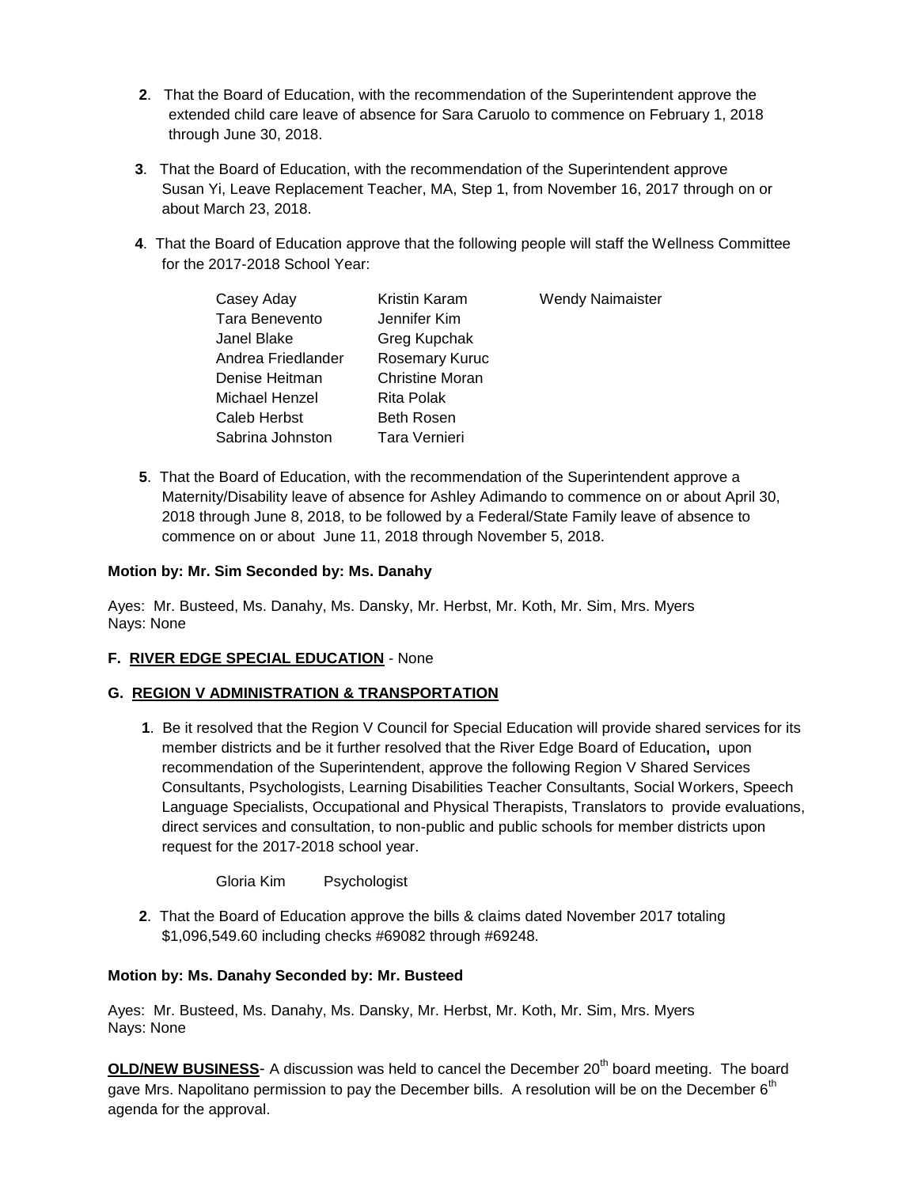**2**. That the Board of Education, with the recommendation of the Superintendent approve the extended child care leave of absence for Sara Caruolo to commence on February 1, 2018 through June 30, 2018.

**3**. That the Board of Education, with the recommendation of the Superintendent approve Susan Yi, Leave Replacement Teacher, MA, Step 1, from November 16, 2017 through on or about March 23, 2018.

**4**. That the Board of Education approve that the following people will staff the Wellness Committee for the 2017-2018 School Year:

| | | |
|---|---|---|
| Casey Aday | Kristin Karam | Wendy Naimaister |
| Tara Benevento | Jennifer Kim | |
| Janel Blake | Greg Kupchak | |
| Andrea Friedlander | Rosemary Kuruc | |
| Denise Heitman | Christine Moran | |
| Michael Henzel | Rita Polak | |
| Caleb Herbst | Beth Rosen | |
| Sabrina Johnston | Tara Vernieri | |

**5**. That the Board of Education, with the recommendation of the Superintendent approve a Maternity/Disability leave of absence for Ashley Adimando to commence on or about April 30, 2018 through June 8, 2018, to be followed by a Federal/State Family leave of absence to commence on or about June 11, 2018 through November 5, 2018.

**Motion by: Mr. Sim Seconded by: Ms. Danahy**

Ayes: Mr. Busteed, Ms. Danahy, Ms. Dansky, Mr. Herbst, Mr. Koth, Mr. Sim, Mrs. Myers
Nays: None

**F. RIVER EDGE SPECIAL EDUCATION** - None

**G. REGION V ADMINISTRATION & TRANSPORTATION**

**1**. Be it resolved that the Region V Council for Special Education will provide shared services for its member districts and be it further resolved that the River Edge Board of Education**,** upon recommendation of the Superintendent, approve the following Region V Shared Services Consultants, Psychologists, Learning Disabilities Teacher Consultants, Social Workers, Speech Language Specialists, Occupational and Physical Therapists, Translators to provide evaluations, direct services and consultation, to non-public and public schools for member districts upon request for the 2017-2018 school year.

Gloria Kim    Psychologist

**2**. That the Board of Education approve the bills & claims dated November 2017 totaling $1,096,549.60 including checks #69082 through #69248.

**Motion by: Ms. Danahy Seconded by: Mr. Busteed**

Ayes: Mr. Busteed, Ms. Danahy, Ms. Dansky, Mr. Herbst, Mr. Koth, Mr. Sim, Mrs. Myers
Nays: None

**OLD/NEW BUSINESS**- A discussion was held to cancel the December 20th board meeting. The board gave Mrs. Napolitano permission to pay the December bills. A resolution will be on the December 6th agenda for the approval.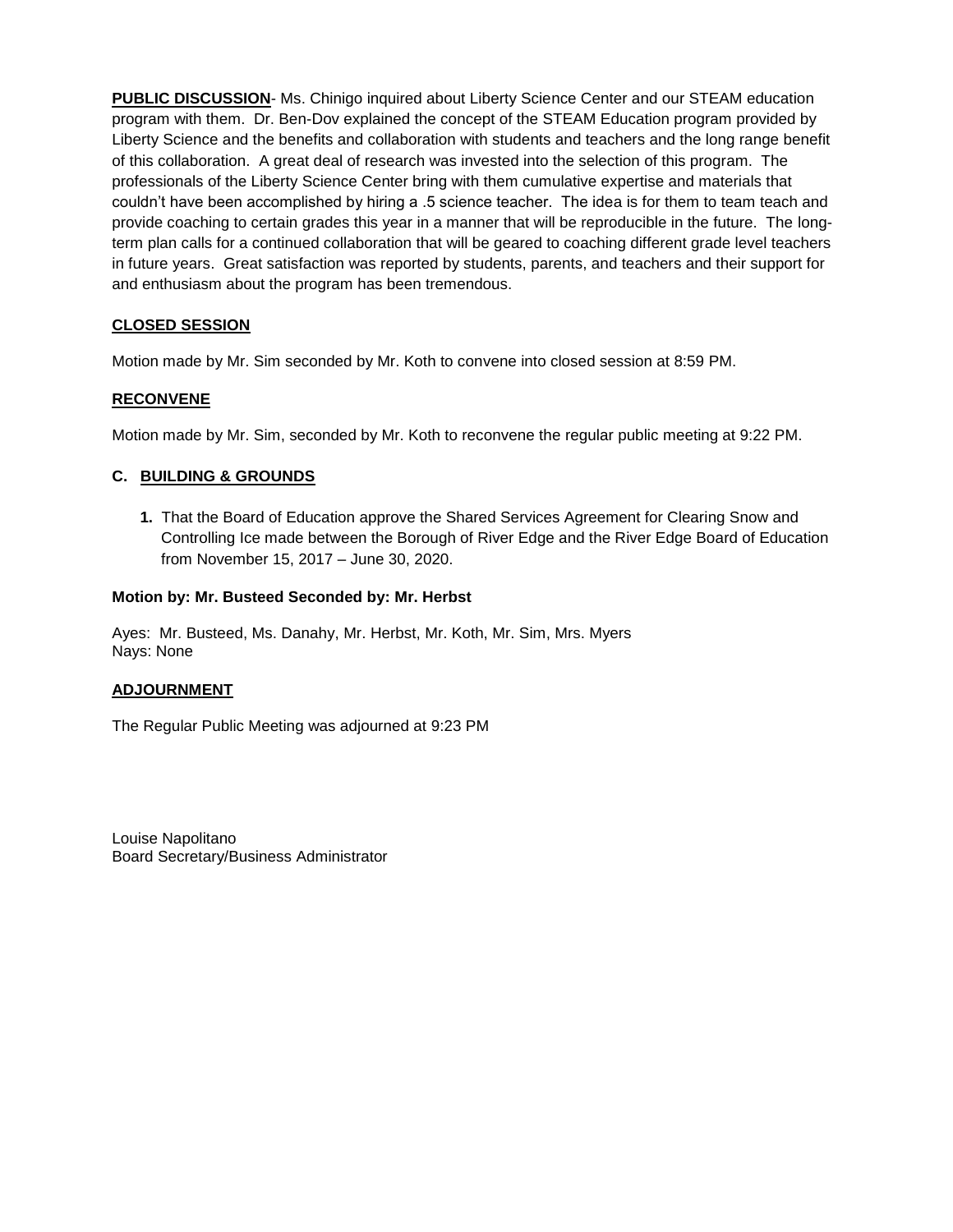**PUBLIC DISCUSSION**- Ms. Chinigo inquired about Liberty Science Center and our STEAM education program with them. Dr. Ben-Dov explained the concept of the STEAM Education program provided by Liberty Science and the benefits and collaboration with students and teachers and the long range benefit of this collaboration. A great deal of research was invested into the selection of this program. The professionals of the Liberty Science Center bring with them cumulative expertise and materials that couldn't have been accomplished by hiring a .5 science teacher. The idea is for them to team teach and provide coaching to certain grades this year in a manner that will be reproducible in the future. The long-term plan calls for a continued collaboration that will be geared to coaching different grade level teachers in future years. Great satisfaction was reported by students, parents, and teachers and their support for and enthusiasm about the program has been tremendous.

**CLOSED SESSION**

Motion made by Mr. Sim seconded by Mr. Koth to convene into closed session at 8:59 PM.

**RECONVENE**

Motion made by Mr. Sim, seconded by Mr. Koth to reconvene the regular public meeting at 9:22 PM.

**C. BUILDING & GROUNDS**

1. That the Board of Education approve the Shared Services Agreement for Clearing Snow and Controlling Ice made between the Borough of River Edge and the River Edge Board of Education from November 15, 2017 – June 30, 2020.

**Motion by: Mr. Busteed Seconded by: Mr. Herbst**

Ayes: Mr. Busteed, Ms. Danahy, Mr. Herbst, Mr. Koth, Mr. Sim, Mrs. Myers
Nays: None

**ADJOURNMENT**

The Regular Public Meeting was adjourned at 9:23 PM

Louise Napolitano
Board Secretary/Business Administrator